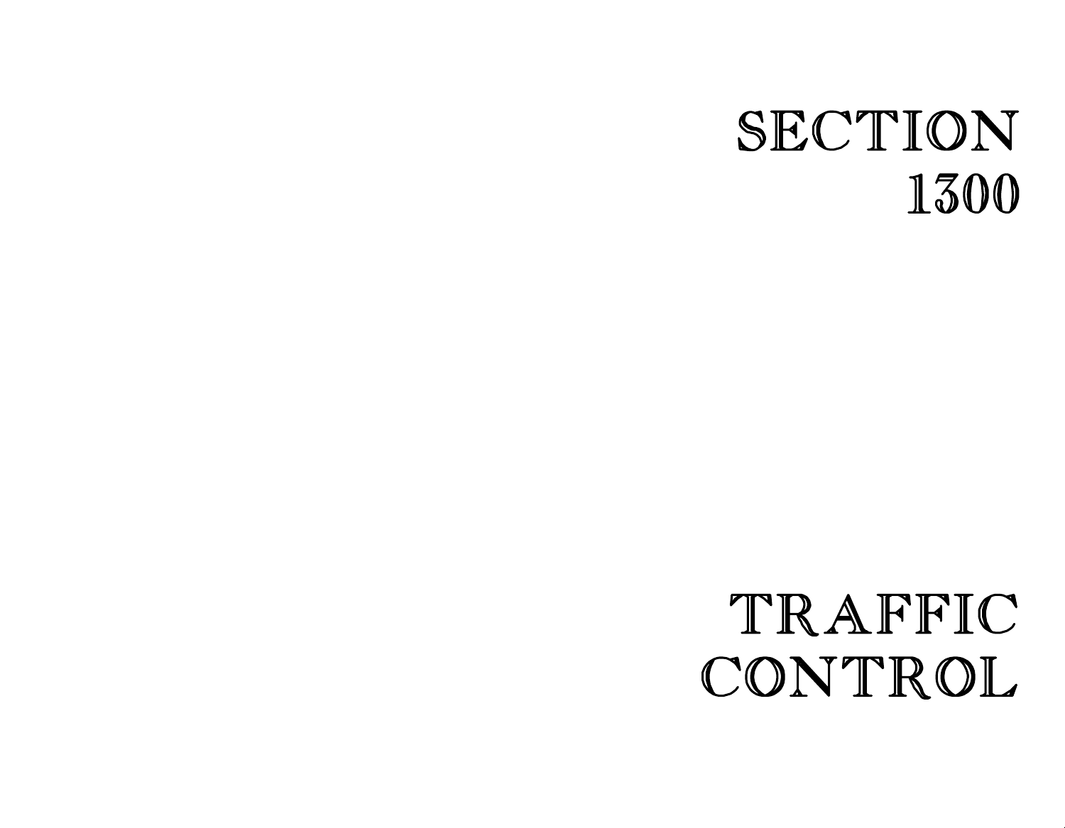# SECTION 1300

# TRAFFIC CONTROL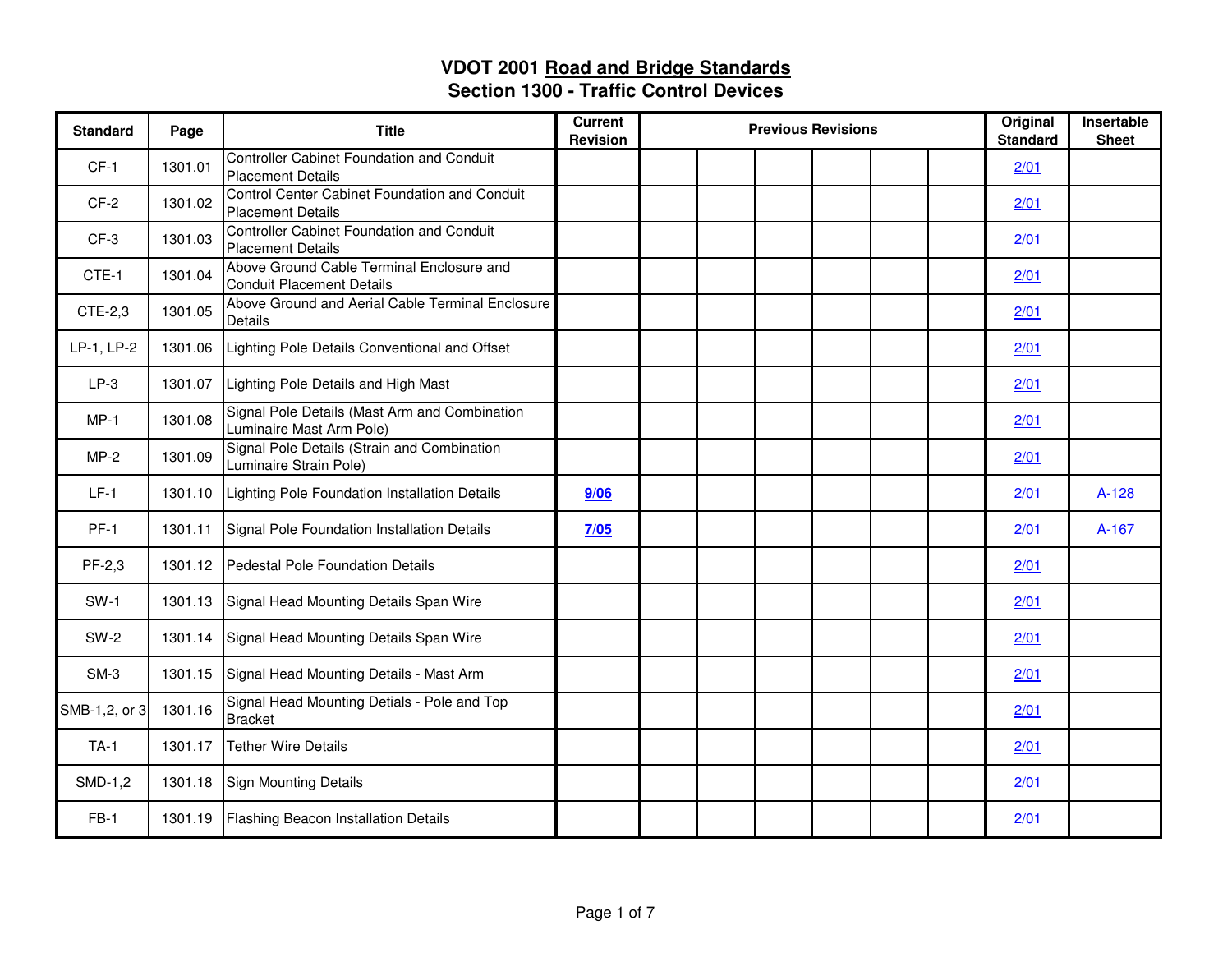# VDOT 2001 Road and Bridge Standards
## Section 1300 - Traffic Control Devices

| Standard | Page | Title | Current Revision | Previous Revisions | | | | | | Original Standard | Insertable Sheet |
|---|---|---|---|---|---|---|---|---|---|---|---|
| CF-1 | 1301.01 | Controller Cabinet Foundation and Conduit Placement Details | | | | | | | | 2/01 | |
| CF-2 | 1301.02 | Control Center Cabinet Foundation and Conduit Placement Details | | | | | | | | 2/01 | |
| CF-3 | 1301.03 | Controller Cabinet Foundation and Conduit Placement Details | | | | | | | | 2/01 | |
| CTE-1 | 1301.04 | Above Ground Cable Terminal Enclosure and Conduit Placement Details | | | | | | | | 2/01 | |
| CTE-2,3 | 1301.05 | Above Ground and Aerial Cable Terminal Enclosure Details | | | | | | | | 2/01 | |
| LP-1, LP-2 | 1301.06 | Lighting Pole Details Conventional and Offset | | | | | | | | 2/01 | |
| LP-3 | 1301.07 | Lighting Pole Details and High Mast | | | | | | | | 2/01 | |
| MP-1 | 1301.08 | Signal Pole Details (Mast Arm and Combination Luminaire Mast Arm Pole) | | | | | | | | 2/01 | |
| MP-2 | 1301.09 | Signal Pole Details (Strain and Combination Luminaire Strain Pole) | | | | | | | | 2/01 | |
| LF-1 | 1301.10 | Lighting Pole Foundation Installation Details | **9/06** | | | | | | | 2/01 | A-128 |
| PF-1 | 1301.11 | Signal Pole Foundation Installation Details | **7/05** | | | | | | | 2/01 | A-167 |
| PF-2,3 | 1301.12 | Pedestal Pole Foundation Details | | | | | | | | 2/01 | |
| SW-1 | 1301.13 | Signal Head Mounting Details Span Wire | | | | | | | | 2/01 | |
| SW-2 | 1301.14 | Signal Head Mounting Details Span Wire | | | | | | | | 2/01 | |
| SM-3 | 1301.15 | Signal Head Mounting Details - Mast Arm | | | | | | | | 2/01 | |
| SMB-1,2, or 3 | 1301.16 | Signal Head Mounting Detials - Pole and Top Bracket | | | | | | | | 2/01 | |
| TA-1 | 1301.17 | Tether Wire Details | | | | | | | | 2/01 | |
| SMD-1,2 | 1301.18 | Sign Mounting Details | | | | | | | | 2/01 | |
| FB-1 | 1301.19 | Flashing Beacon Installation Details | | | | | | | | 2/01 | |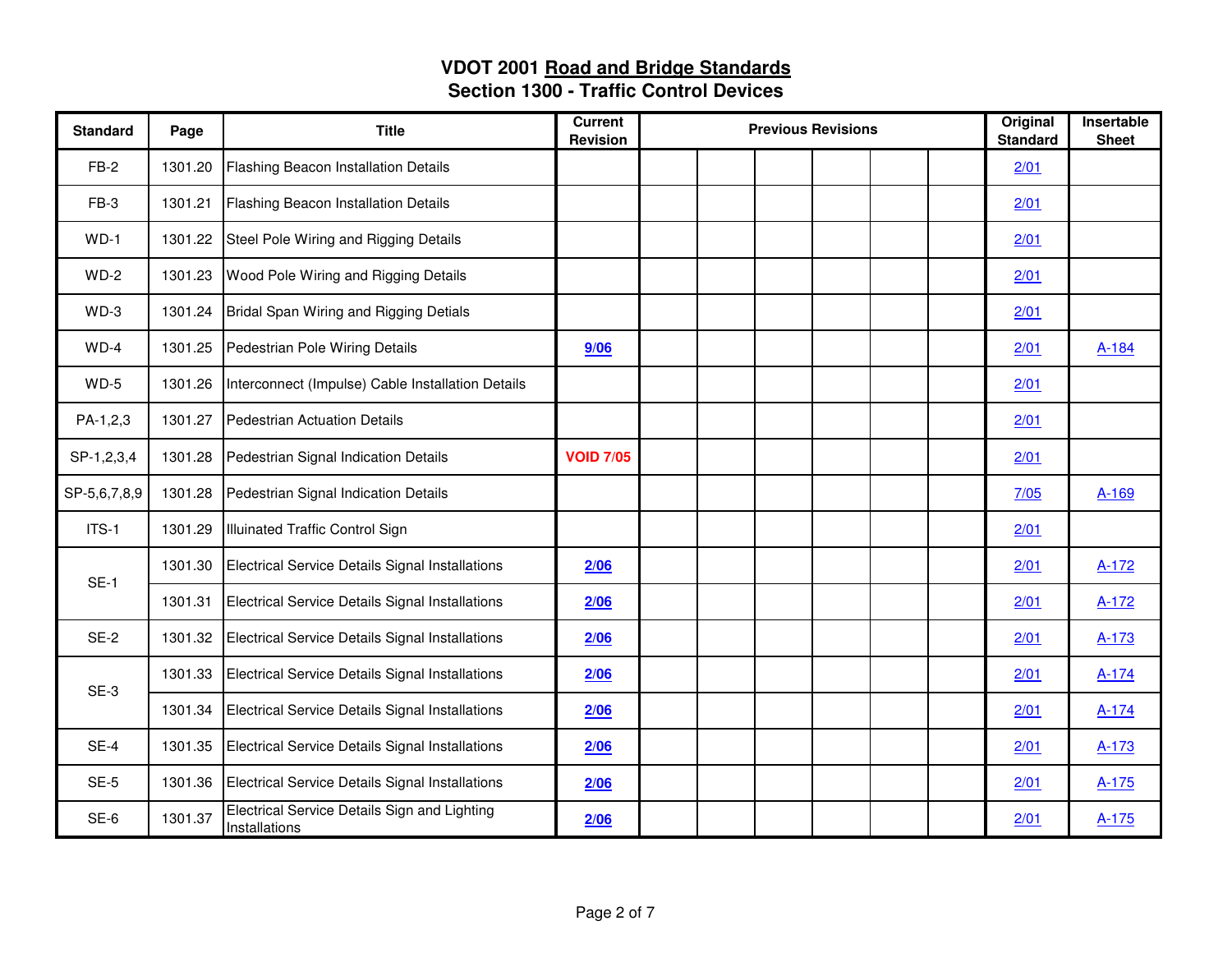# VDOT 2001 Road and Bridge Standards
## Section 1300 - Traffic Control Devices

| Standard | Page | Title | Current Revision | Previous Revisions | | | | | | Original Standard | Insertable Sheet |
|---|---|---|---|---|---|---|---|---|---|---|---|
| FB-2 | 1301.20 | Flashing Beacon Installation Details | | | | | | | | 2/01 | |
| FB-3 | 1301.21 | Flashing Beacon Installation Details | | | | | | | | 2/01 | |
| WD-1 | 1301.22 | Steel Pole Wiring and Rigging Details | | | | | | | | 2/01 | |
| WD-2 | 1301.23 | Wood Pole Wiring and Rigging Details | | | | | | | | 2/01 | |
| WD-3 | 1301.24 | Bridal Span Wiring and Rigging Detials | | | | | | | | 2/01 | |
| WD-4 | 1301.25 | Pedestrian Pole Wiring Details | **9/06** | | | | | | | 2/01 | A-184 |
| WD-5 | 1301.26 | Interconnect (Impulse) Cable Installation Details | | | | | | | | 2/01 | |
| PA-1,2,3 | 1301.27 | Pedestrian Actuation Details | | | | | | | | 2/01 | |
| SP-1,2,3,4 | 1301.28 | Pedestrian Signal Indication Details | **VOID 7/05** | | | | | | | 2/01 | |
| SP-5,6,7,8,9 | 1301.28 | Pedestrian Signal Indication Details | | | | | | | | 7/05 | A-169 |
| ITS-1 | 1301.29 | Illuinated Traffic Control Sign | | | | | | | | 2/01 | |
| SE-1 | 1301.30 | Electrical Service Details Signal Installations | **2/06** | | | | | | | 2/01 | A-172 |
| | 1301.31 | Electrical Service Details Signal Installations | **2/06** | | | | | | | 2/01 | A-172 |
| SE-2 | 1301.32 | Electrical Service Details Signal Installations | **2/06** | | | | | | | 2/01 | A-173 |
| SE-3 | 1301.33 | Electrical Service Details Signal Installations | **2/06** | | | | | | | 2/01 | A-174 |
| | 1301.34 | Electrical Service Details Signal Installations | **2/06** | | | | | | | 2/01 | A-174 |
| SE-4 | 1301.35 | Electrical Service Details Signal Installations | **2/06** | | | | | | | 2/01 | A-173 |
| SE-5 | 1301.36 | Electrical Service Details Signal Installations | **2/06** | | | | | | | 2/01 | A-175 |
| SE-6 | 1301.37 | Electrical Service Details Sign and Lighting Installations | **2/06** | | | | | | | 2/01 | A-175 |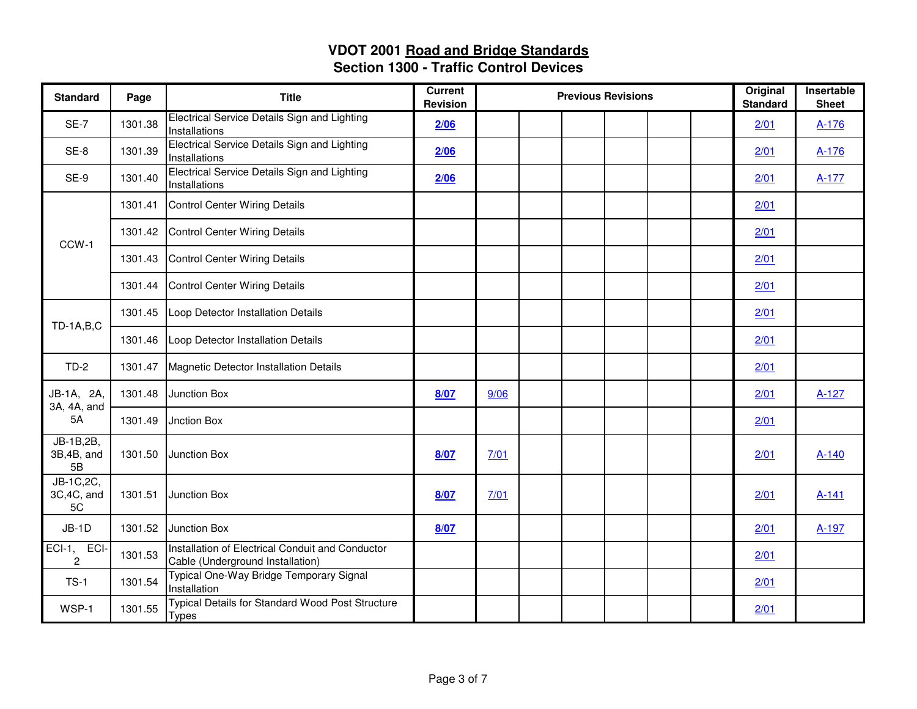# VDOT 2001 Road and Bridge Standards
## Section 1300 - Traffic Control Devices

| Standard | Page | Title | Current Revision | Previous Revisions | | | | | | Original Standard | Insertable Sheet |
|---|---|---|---|---|---|---|---|---|---|---|---|
| SE-7 | 1301.38 | Electrical Service Details Sign and Lighting Installations | **2/06** | | | | | | | 2/01 | A-176 |
| SE-8 | 1301.39 | Electrical Service Details Sign and Lighting Installations | **2/06** | | | | | | | 2/01 | A-176 |
| SE-9 | 1301.40 | Electrical Service Details Sign and Lighting Installations | **2/06** | | | | | | | 2/01 | A-177 |
| CCW-1 | 1301.41 | Control Center Wiring Details | | | | | | | | 2/01 | |
| | 1301.42 | Control Center Wiring Details | | | | | | | | 2/01 | |
| | 1301.43 | Control Center Wiring Details | | | | | | | | 2/01 | |
| | 1301.44 | Control Center Wiring Details | | | | | | | | 2/01 | |
| TD-1A,B,C | 1301.45 | Loop Detector Installation Details | | | | | | | | 2/01 | |
| | 1301.46 | Loop Detector Installation Details | | | | | | | | 2/01 | |
| TD-2 | 1301.47 | Magnetic Detector Installation Details | | | | | | | | 2/01 | |
| JB-1A, 2A, 3A, 4A, and 5A | 1301.48 | Junction Box | **8/07** | 9/06 | | | | | | 2/01 | A-127 |
| | 1301.49 | Jnction Box | | | | | | | | 2/01 | |
| JB-1B,2B, 3B,4B, and 5B | 1301.50 | Junction Box | **8/07** | 7/01 | | | | | | 2/01 | A-140 |
| JB-1C,2C, 3C,4C, and 5C | 1301.51 | Junction Box | **8/07** | 7/01 | | | | | | 2/01 | A-141 |
| JB-1D | 1301.52 | Junction Box | **8/07** | | | | | | | 2/01 | A-197 |
| ECI-1, ECI-2 | 1301.53 | Installation of Electrical Conduit and Conductor Cable (Underground Installation) | | | | | | | | 2/01 | |
| TS-1 | 1301.54 | Typical One-Way Bridge Temporary Signal Installation | | | | | | | | 2/01 | |
| WSP-1 | 1301.55 | Typical Details for Standard Wood Post Structure Types | | | | | | | | 2/01 | |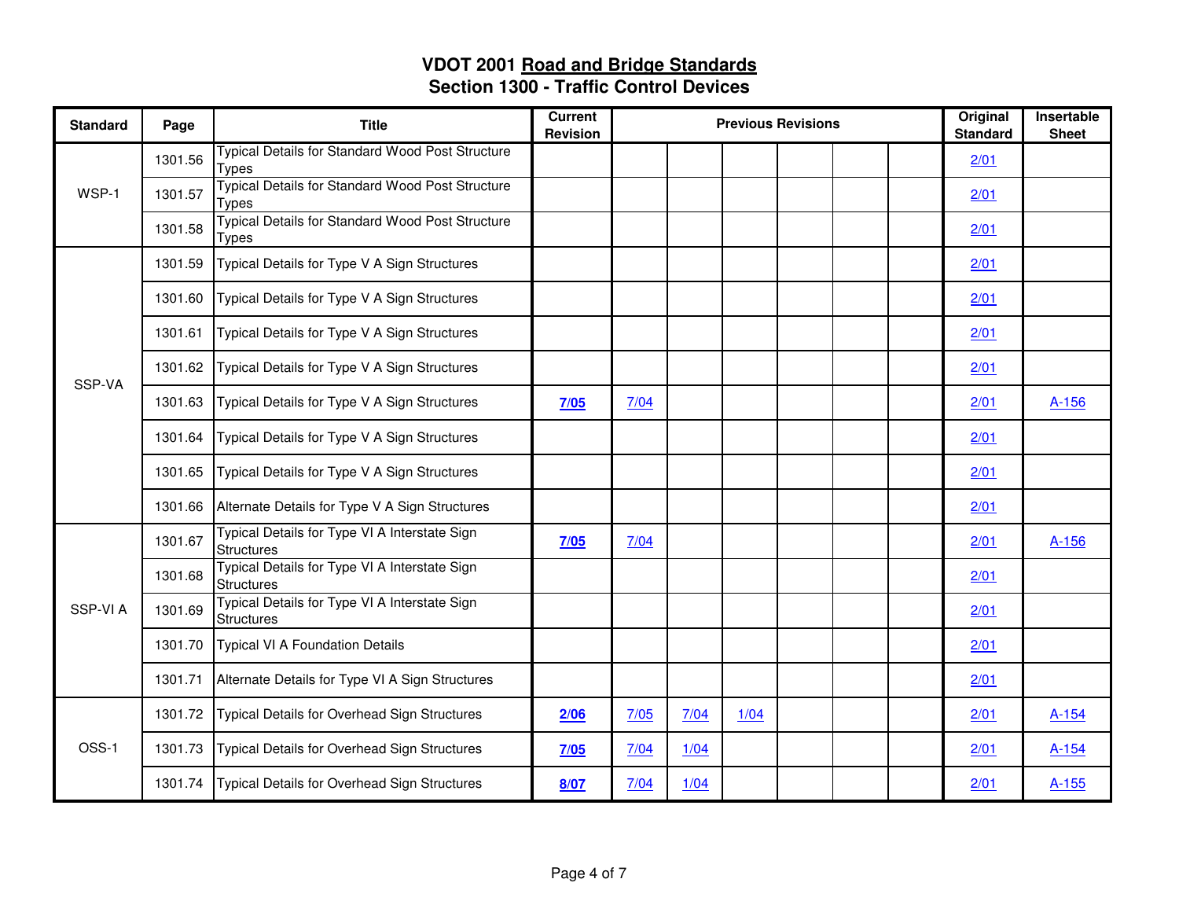# VDOT 2001 Road and Bridge Standards
## Section 1300 - Traffic Control Devices

| Standard | Page | Title | Current Revision | Previous Revisions | | | | | | Original Standard | Insertable Sheet |
|---|---|---|---|---|---|---|---|---|---|---|---|
| WSP-1 | 1301.56 | Typical Details for Standard Wood Post Structure Types | | | | | | | | 2/01 | |
| | 1301.57 | Typical Details for Standard Wood Post Structure Types | | | | | | | | 2/01 | |
| | 1301.58 | Typical Details for Standard Wood Post Structure Types | | | | | | | | 2/01 | |
| SSP-VA | 1301.59 | Typical Details for Type V A Sign Structures | | | | | | | | 2/01 | |
| | 1301.60 | Typical Details for Type V A Sign Structures | | | | | | | | 2/01 | |
| | 1301.61 | Typical Details for Type V A Sign Structures | | | | | | | | 2/01 | |
| | 1301.62 | Typical Details for Type V A Sign Structures | | | | | | | | 2/01 | |
| | 1301.63 | Typical Details for Type V A Sign Structures | **7/05** | 7/04 | | | | | | 2/01 | A-156 |
| | 1301.64 | Typical Details for Type V A Sign Structures | | | | | | | | 2/01 | |
| | 1301.65 | Typical Details for Type V A Sign Structures | | | | | | | | 2/01 | |
| | 1301.66 | Alternate Details for Type V A Sign Structures | | | | | | | | 2/01 | |
| SSP-VI A | 1301.67 | Typical Details for Type VI A Interstate Sign Structures | **7/05** | 7/04 | | | | | | 2/01 | A-156 |
| | 1301.68 | Typical Details for Type VI A Interstate Sign Structures | | | | | | | | 2/01 | |
| | 1301.69 | Typical Details for Type VI A Interstate Sign Structures | | | | | | | | 2/01 | |
| | 1301.70 | Typical VI A Foundation Details | | | | | | | | 2/01 | |
| | 1301.71 | Alternate Details for Type VI A Sign Structures | | | | | | | | 2/01 | |
| OSS-1 | 1301.72 | Typical Details for Overhead Sign Structures | **2/06** | 7/05 | 7/04 | 1/04 | | | | 2/01 | A-154 |
| | 1301.73 | Typical Details for Overhead Sign Structures | **7/05** | 7/04 | 1/04 | | | | | 2/01 | A-154 |
| | 1301.74 | Typical Details for Overhead Sign Structures | **8/07** | 7/04 | 1/04 | | | | | 2/01 | A-155 |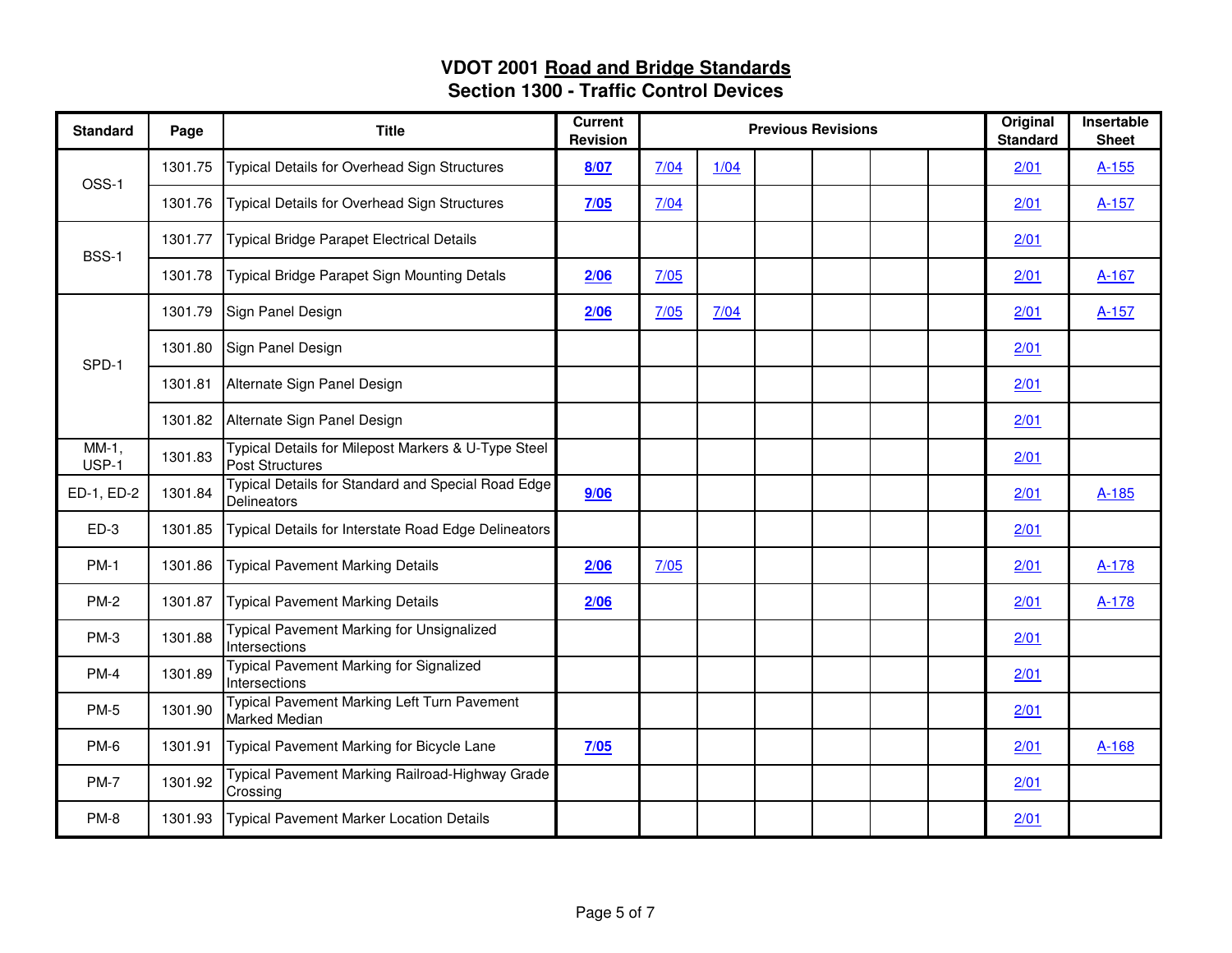# VDOT 2001 Road and Bridge Standards
## Section 1300 - Traffic Control Devices

| Standard | Page | Title | Current Revision | Previous Revisions | | | | | | Original Standard | Insertable Sheet |
|---|---|---|---|---|---|---|---|---|---|---|---|
| OSS-1 | 1301.75 | Typical Details for Overhead Sign Structures | **8/07** | 7/04 | 1/04 | | | | | 2/01 | A-155 |
| | 1301.76 | Typical Details for Overhead Sign Structures | **7/05** | 7/04 | | | | | | 2/01 | A-157 |
| BSS-1 | 1301.77 | Typical Bridge Parapet Electrical Details | | | | | | | | 2/01 | |
| | 1301.78 | Typical Bridge Parapet Sign Mounting Detals | **2/06** | 7/05 | | | | | | 2/01 | A-167 |
| SPD-1 | 1301.79 | Sign Panel Design | **2/06** | 7/05 | 7/04 | | | | | 2/01 | A-157 |
| | 1301.80 | Sign Panel Design | | | | | | | | 2/01 | |
| | 1301.81 | Alternate Sign Panel Design | | | | | | | | 2/01 | |
| | 1301.82 | Alternate Sign Panel Design | | | | | | | | 2/01 | |
| MM-1, USP-1 | 1301.83 | Typical Details for Milepost Markers & U-Type Steel Post Structures | | | | | | | | 2/01 | |
| ED-1, ED-2 | 1301.84 | Typical Details for Standard and Special Road Edge Delineators | **9/06** | | | | | | | 2/01 | A-185 |
| ED-3 | 1301.85 | Typical Details for Interstate Road Edge Delineators | | | | | | | | 2/01 | |
| PM-1 | 1301.86 | Typical Pavement Marking Details | **2/06** | 7/05 | | | | | | 2/01 | A-178 |
| PM-2 | 1301.87 | Typical Pavement Marking Details | **2/06** | | | | | | | 2/01 | A-178 |
| PM-3 | 1301.88 | Typical Pavement Marking for Unsignalized Intersections | | | | | | | | 2/01 | |
| PM-4 | 1301.89 | Typical Pavement Marking for Signalized Intersections | | | | | | | | 2/01 | |
| PM-5 | 1301.90 | Typical Pavement Marking Left Turn Pavement Marked Median | | | | | | | | 2/01 | |
| PM-6 | 1301.91 | Typical Pavement Marking for Bicycle Lane | **7/05** | | | | | | | 2/01 | A-168 |
| PM-7 | 1301.92 | Typical Pavement Marking Railroad-Highway Grade Crossing | | | | | | | | 2/01 | |
| PM-8 | 1301.93 | Typical Pavement Marker Location Details | | | | | | | | 2/01 | |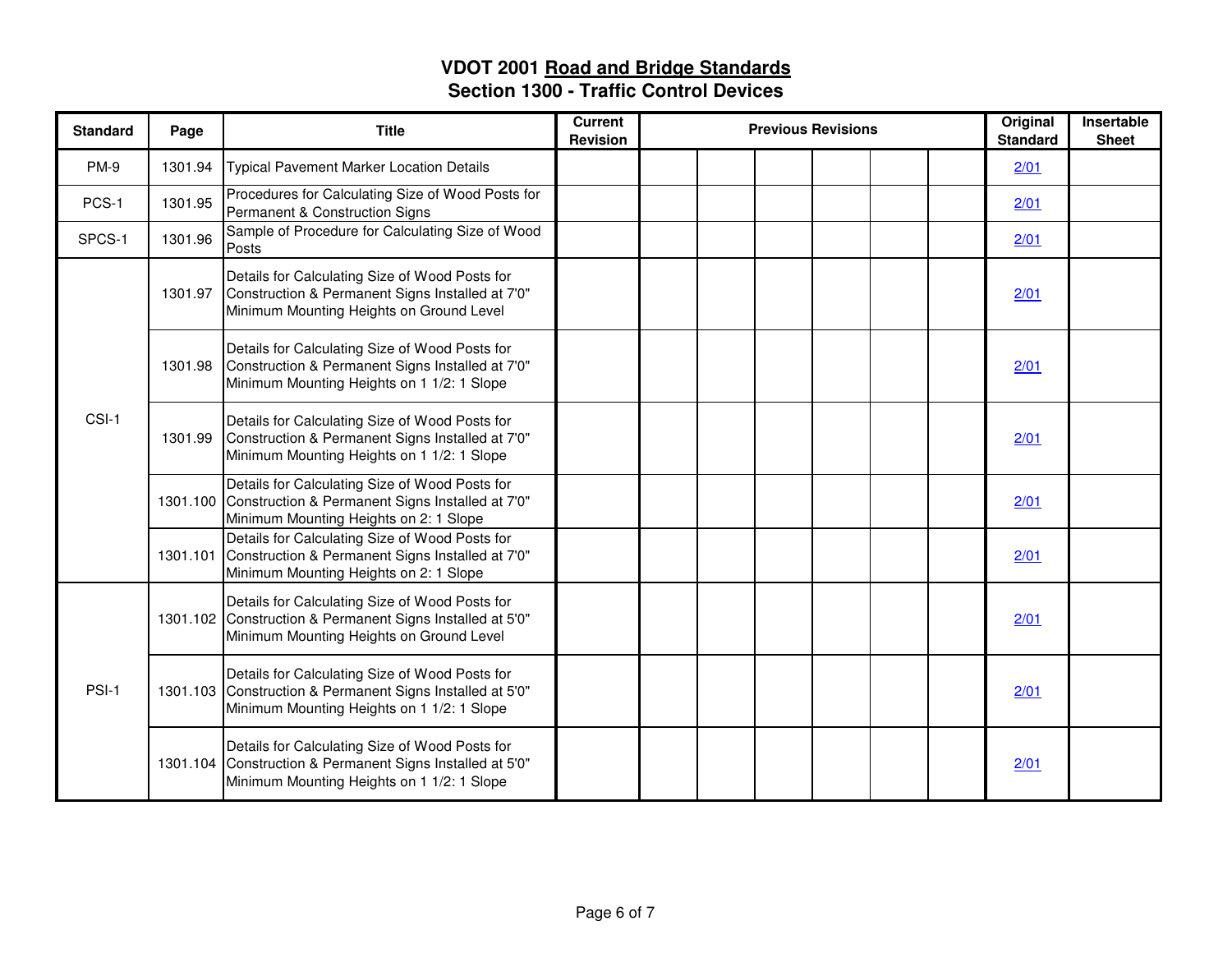# VDOT 2001 Road and Bridge Standards
## Section 1300 - Traffic Control Devices

| Standard | Page | Title | Current Revision | Previous Revisions | | | | | | Original Standard | Insertable Sheet |
|---|---|---|---|---|---|---|---|---|---|---|---|
| PM-9 | 1301.94 | Typical Pavement Marker Location Details | | | | | | | | 2/01 | |
| PCS-1 | 1301.95 | Procedures for Calculating Size of Wood Posts for Permanent & Construction Signs | | | | | | | | 2/01 | |
| SPCS-1 | 1301.96 | Sample of Procedure for Calculating Size of Wood Posts | | | | | | | | 2/01 | |
| CSI-1 | 1301.97 | Details for Calculating Size of Wood Posts for Construction & Permanent Signs Installed at 7'0" Minimum Mounting Heights on Ground Level | | | | | | | | 2/01 | |
| | 1301.98 | Details for Calculating Size of Wood Posts for Construction & Permanent Signs Installed at 7'0" Minimum Mounting Heights on 1 1/2: 1 Slope | | | | | | | | 2/01 | |
| | 1301.99 | Details for Calculating Size of Wood Posts for Construction & Permanent Signs Installed at 7'0" Minimum Mounting Heights on 1 1/2: 1 Slope | | | | | | | | 2/01 | |
| | 1301.100 | Details for Calculating Size of Wood Posts for Construction & Permanent Signs Installed at 7'0" Minimum Mounting Heights on 2: 1 Slope | | | | | | | | 2/01 | |
| | 1301.101 | Details for Calculating Size of Wood Posts for Construction & Permanent Signs Installed at 7'0" Minimum Mounting Heights on 2: 1 Slope | | | | | | | | 2/01 | |
| PSI-1 | 1301.102 | Details for Calculating Size of Wood Posts for Construction & Permanent Signs Installed at 5'0" Minimum Mounting Heights on Ground Level | | | | | | | | 2/01 | |
| | 1301.103 | Details for Calculating Size of Wood Posts for Construction & Permanent Signs Installed at 5'0" Minimum Mounting Heights on 1 1/2: 1 Slope | | | | | | | | 2/01 | |
| | 1301.104 | Details for Calculating Size of Wood Posts for Construction & Permanent Signs Installed at 5'0" Minimum Mounting Heights on 1 1/2: 1 Slope | | | | | | | | 2/01 | |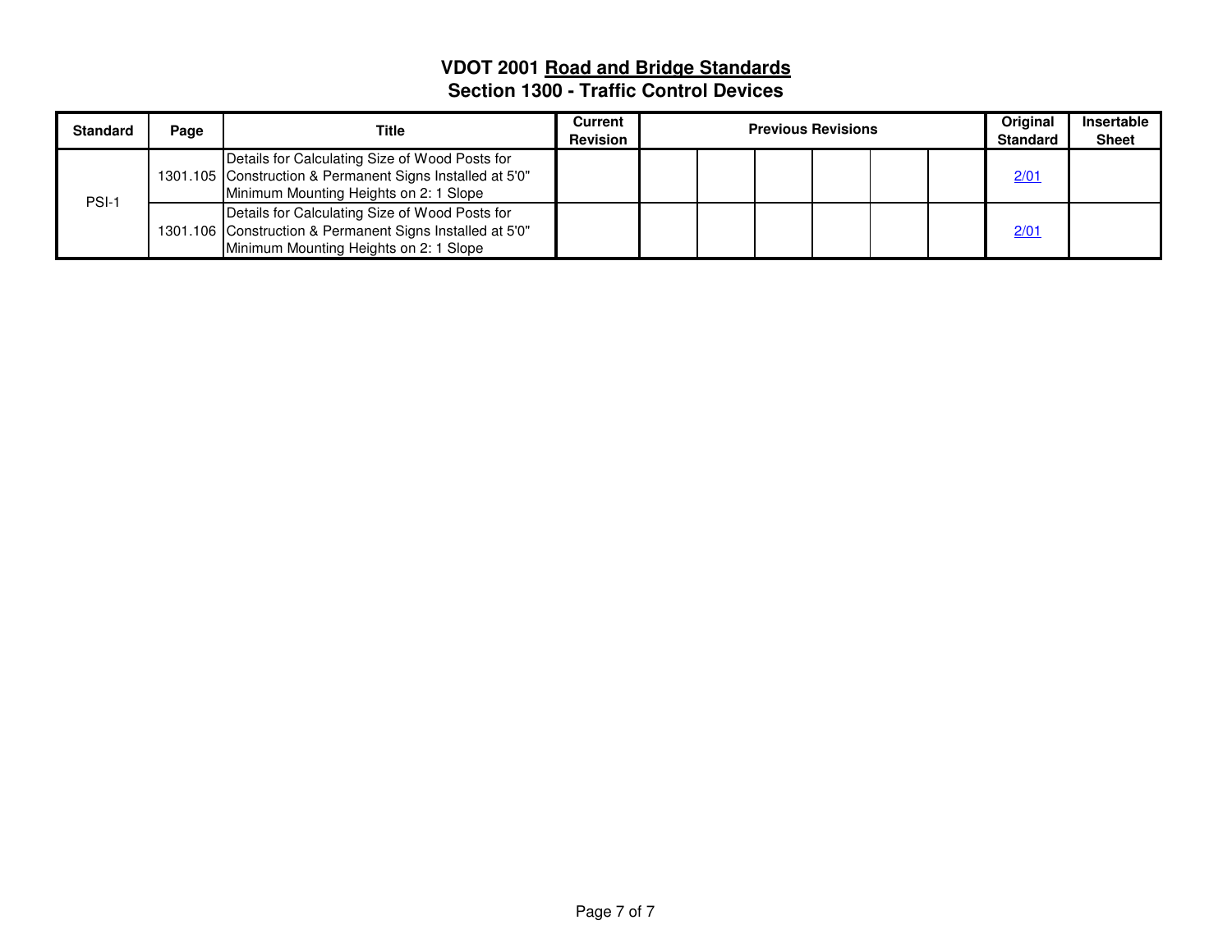# VDOT 2001 Road and Bridge Standards
## Section 1300 - Traffic Control Devices

| Standard | Page | Title | Current Revision | Previous Revisions | | | | | | Original Standard | Insertable Sheet |
|---|---|---|---|---|---|---|---|---|---|---|---|
| PSI-1 | 1301.105 | Details for Calculating Size of Wood Posts for Construction & Permanent Signs Installed at 5'0" Minimum Mounting Heights on 2: 1 Slope | | | | | | | | 2/01 | |
| | 1301.106 | Details for Calculating Size of Wood Posts for Construction & Permanent Signs Installed at 5'0" Minimum Mounting Heights on 2: 1 Slope | | | | | | | | 2/01 | |